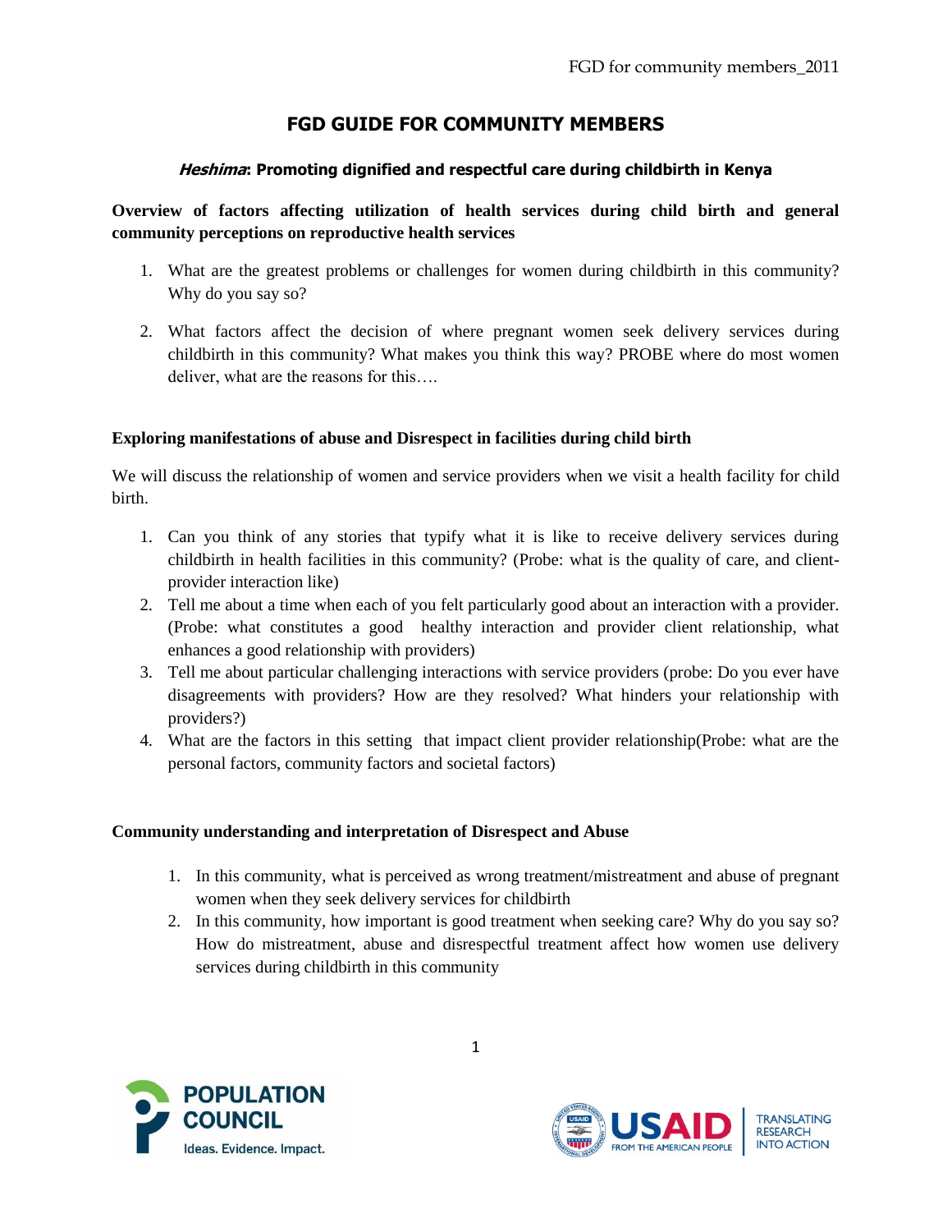# FGD GUIDE FOR COMMUNITY MEMBERS

### *Heshima*: Promoting dignified and respectful care during childbirth in Kenya

**Overview of factors affecting utilization of health services during child birth and general community perceptions on reproductive health services**

1. What are the greatest problems or challenges for women during childbirth in this community? Why do you say so?

2. What factors affect the decision of where pregnant women seek delivery services during childbirth in this community? What makes you think this way? PROBE where do most women deliver, what are the reasons for this….

**Exploring manifestations of abuse and Disrespect in facilities during child birth**

We will discuss the relationship of women and service providers when we visit a health facility for child birth.

1. Can you think of any stories that typify what it is like to receive delivery services during childbirth in health facilities in this community? (Probe: what is the quality of care, and client-provider interaction like)
2. Tell me about a time when each of you felt particularly good about an interaction with a provider. (Probe: what constitutes a good healthy interaction and provider client relationship, what enhances a good relationship with providers)
3. Tell me about particular challenging interactions with service providers (probe: Do you ever have disagreements with providers? How are they resolved? What hinders your relationship with providers?)
4. What are the factors in this setting that impact client provider relationship(Probe: what are the personal factors, community factors and societal factors)

**Community understanding and interpretation of Disrespect and Abuse**

1. In this community, what is perceived as wrong treatment/mistreatment and abuse of pregnant women when they seek delivery services for childbirth
2. In this community, how important is good treatment when seeking care? Why do you say so? How do mistreatment, abuse and disrespectful treatment affect how women use delivery services during childbirth in this community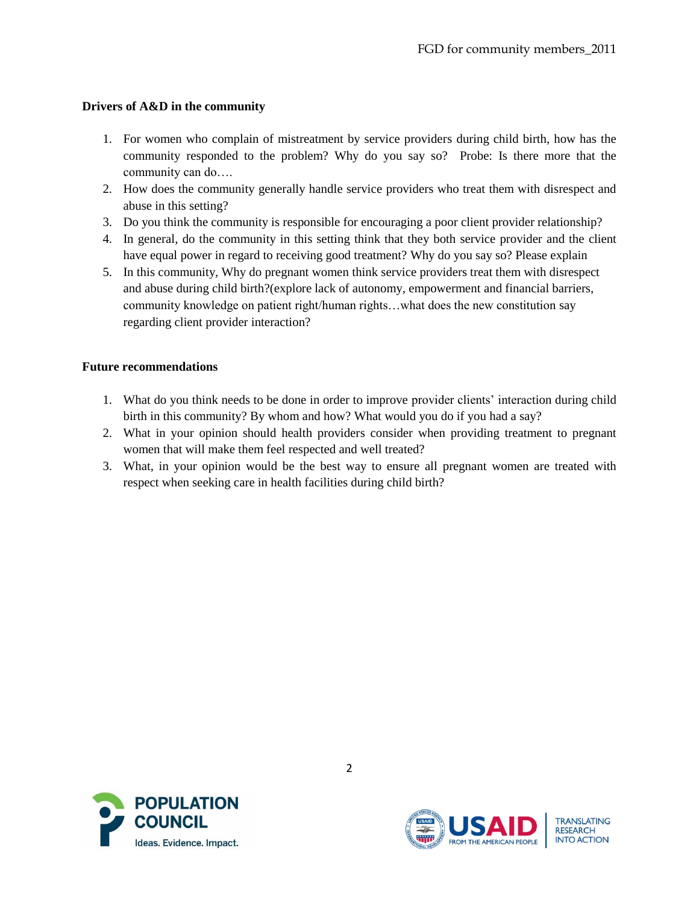**Drivers of A&D in the community**

1. For women who complain of mistreatment by service providers during child birth, how has the community responded to the problem? Why do you say so? Probe: Is there more that the community can do….
2. How does the community generally handle service providers who treat them with disrespect and abuse in this setting?
3. Do you think the community is responsible for encouraging a poor client provider relationship?
4. In general, do the community in this setting think that they both service provider and the client have equal power in regard to receiving good treatment? Why do you say so? Please explain
5. In this community, Why do pregnant women think service providers treat them with disrespect and abuse during child birth?(explore lack of autonomy, empowerment and financial barriers, community knowledge on patient right/human rights…what does the new constitution say regarding client provider interaction?

**Future recommendations**

1. What do you think needs to be done in order to improve provider clients' interaction during child birth in this community? By whom and how? What would you do if you had a say?
2. What in your opinion should health providers consider when providing treatment to pregnant women that will make them feel respected and well treated?
3. What, in your opinion would be the best way to ensure all pregnant women are treated with respect when seeking care in health facilities during child birth?